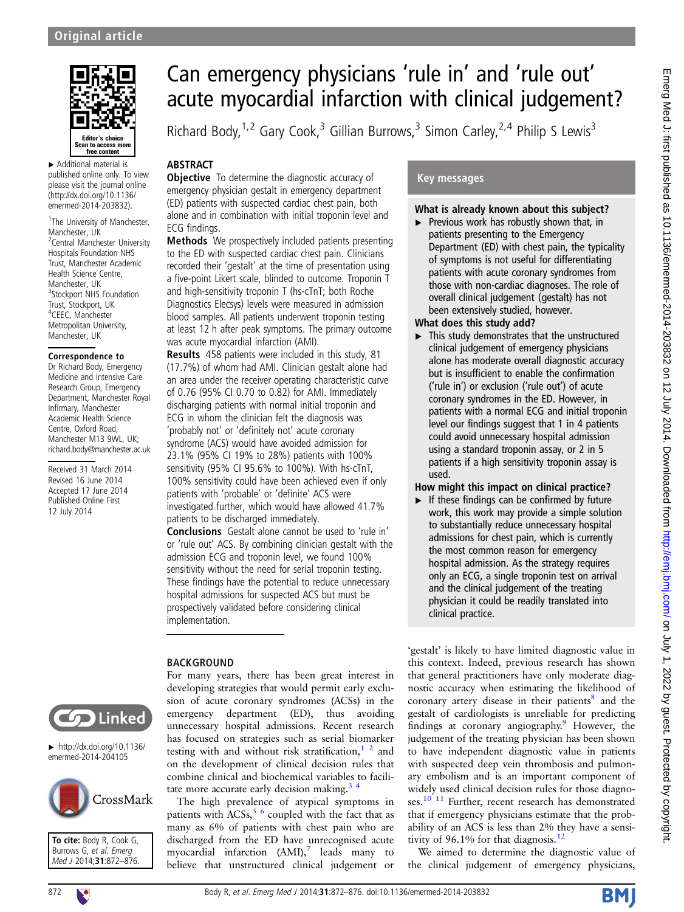Original article

# Can emergency physicians 'rule in' and 'rule out' acute myocardial infarction with clinical judgement?

Richard Body,[1,2] Gary Cook,[3] Gillian Burrows,[3] Simon Carley,[2,4] Philip S Lewis[3]

Editor's choice
Scan to access more free content

▸ Additional material is published online only. To view please visit the journal online (http://dx.doi.org/10.1136/emermed-2014-203832).

[1]The University of Manchester, Manchester, UK
[2]Central Manchester University Hospitals Foundation NHS Trust, Manchester Academic Health Science Centre, Manchester, UK
[3]Stockport NHS Foundation Trust, Stockport, UK
[4]CEEC, Manchester Metropolitan University, Manchester, UK

**Correspondence to**
Dr Richard Body, Emergency Medicine and Intensive Care Research Group, Emergency Department, Manchester Royal Infirmary, Manchester Academic Health Science Centre, Oxford Road, Manchester M13 9WL, UK; richard.body@manchester.ac.uk

Received 31 March 2014
Revised 16 June 2014
Accepted 17 June 2014
Published Online First 12 July 2014

## ABSTRACT

**Objective** To determine the diagnostic accuracy of emergency physician gestalt in emergency department (ED) patients with suspected cardiac chest pain, both alone and in combination with initial troponin level and ECG findings.

**Methods** We prospectively included patients presenting to the ED with suspected cardiac chest pain. Clinicians recorded their 'gestalt' at the time of presentation using a five-point Likert scale, blinded to outcome. Troponin T and high-sensitivity troponin T (hs-cTnT; both Roche Diagnostics Elecsys) levels were measured in admission blood samples. All patients underwent troponin testing at least 12 h after peak symptoms. The primary outcome was acute myocardial infarction (AMI).

**Results** 458 patients were included in this study, 81 (17.7%) of whom had AMI. Clinician gestalt alone had an area under the receiver operating characteristic curve of 0.76 (95% CI 0.70 to 0.82) for AMI. Immediately discharging patients with normal initial troponin and ECG in whom the clinician felt the diagnosis was 'probably not' or 'definitely not' acute coronary syndrome (ACS) would have avoided admission for 23.1% (95% CI 19% to 28%) patients with 100% sensitivity (95% CI 95.6% to 100%). With hs-cTnT, 100% sensitivity could have been achieved even if only patients with 'probable' or 'definite' ACS were investigated further, which would have allowed 41.7% patients to be discharged immediately.

**Conclusions** Gestalt alone cannot be used to 'rule in' or 'rule out' ACS. By combining clinician gestalt with the admission ECG and troponin level, we found 100% sensitivity without the need for serial troponin testing. These findings have the potential to reduce unnecessary hospital admissions for suspected ACS but must be prospectively validated before considering clinical implementation.

## Key messages

**What is already known about this subject?**

▸ Previous work has robustly shown that, in patients presenting to the Emergency Department (ED) with chest pain, the typicality of symptoms is not useful for differentiating patients with acute coronary syndromes from those with non-cardiac diagnoses. The role of overall clinical judgement (gestalt) has not been extensively studied, however.

**What does this study add?**

▸ This study demonstrates that the unstructured clinical judgement of emergency physicians alone has moderate overall diagnostic accuracy but is insufficient to enable the confirmation ('rule in') or exclusion ('rule out') of acute coronary syndromes in the ED. However, in patients with a normal ECG and initial troponin level our findings suggest that 1 in 4 patients could avoid unnecessary hospital admission using a standard troponin assay, or 2 in 5 patients if a high sensitivity troponin assay is used.

**How might this impact on clinical practice?**

▸ If these findings can be confirmed by future work, this work may provide a simple solution to substantially reduce unnecessary hospital admissions for chest pain, which is currently the most common reason for emergency hospital admission. As the strategy requires only an ECG, a single troponin test on arrival and the clinical judgement of the treating physician it could be readily translated into clinical practice.

▸ http://dx.doi.org/10.1136/emermed-2014-204105

**To cite:** Body R, Cook G, Burrows G, et al. *Emerg Med J* 2014;**31**:872–876.

## BACKGROUND

For many years, there has been great interest in developing strategies that would permit early exclusion of acute coronary syndromes (ACSs) in the emergency department (ED), thus avoiding unnecessary hospital admissions. Recent research has focused on strategies such as serial biomarker testing with and without risk stratification,[1,2] and on the development of clinical decision rules that combine clinical and biochemical variables to facilitate more accurate early decision making.[3,4]

The high prevalence of atypical symptoms in patients with ACSs,[5,6] coupled with the fact that as many as 6% of patients with chest pain who are discharged from the ED have unrecognised acute myocardial infarction (AMI),[7] leads many to believe that unstructured clinical judgement or 'gestalt' is likely to have limited diagnostic value in this context. Indeed, previous research has shown that general practitioners have only moderate diagnostic accuracy when estimating the likelihood of coronary artery disease in their patients[8] and the gestalt of cardiologists is unreliable for predicting findings at coronary angiography.[9] However, the judgement of the treating physician has been shown to have independent diagnostic value in patients with suspected deep vein thrombosis and pulmonary embolism and is an important component of widely used clinical decision rules for those diagnoses.[10,11] Further, recent research has demonstrated that if emergency physicians estimate that the probability of an ACS is less than 2% they have a sensitivity of 96.1% for that diagnosis.[12]

We aimed to determine the diagnostic value of the clinical judgement of emergency physicians,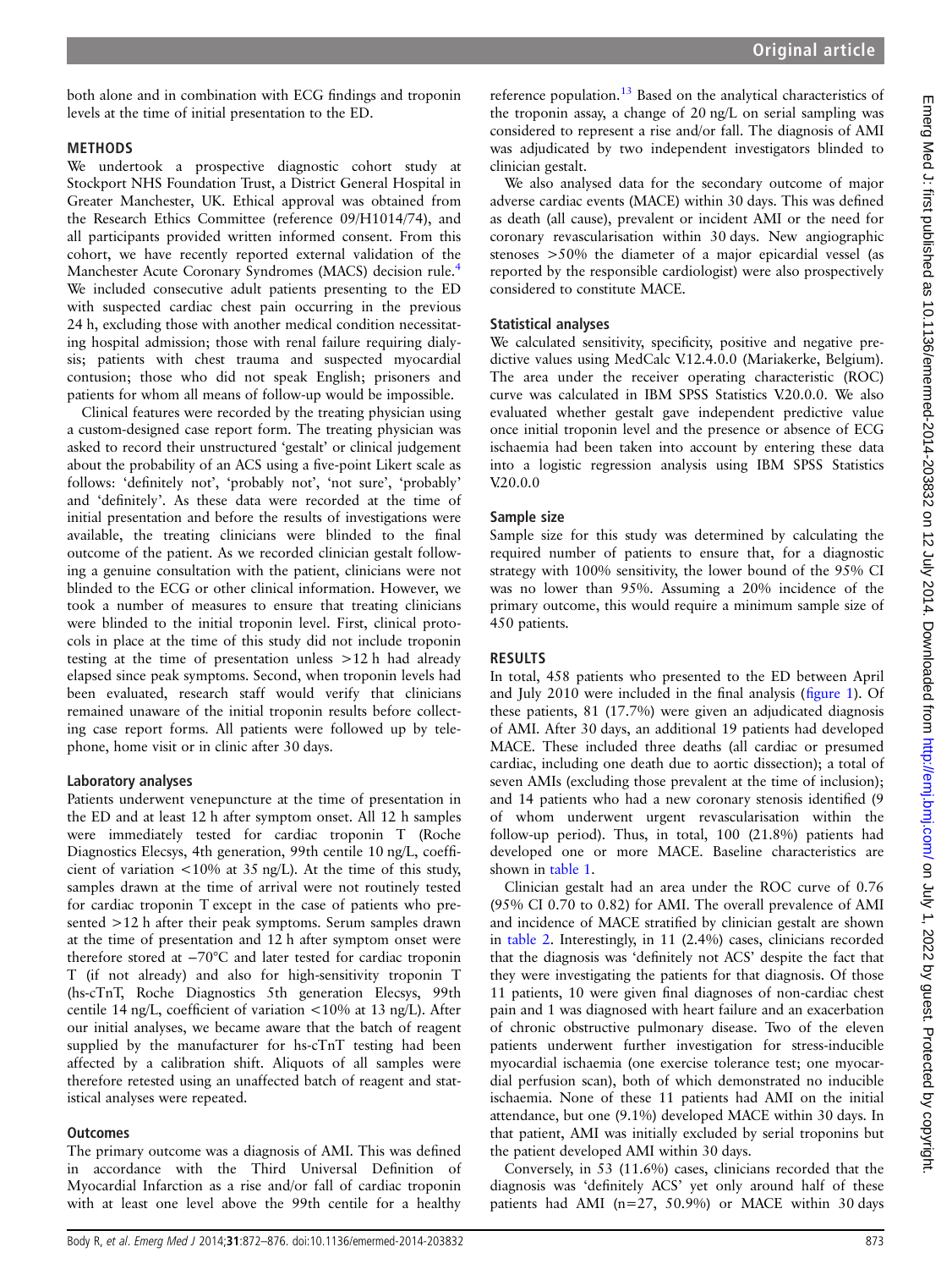both alone and in combination with ECG findings and troponin levels at the time of initial presentation to the ED.

## METHODS

We undertook a prospective diagnostic cohort study at Stockport NHS Foundation Trust, a District General Hospital in Greater Manchester, UK. Ethical approval was obtained from the Research Ethics Committee (reference 09/H1014/74), and all participants provided written informed consent. From this cohort, we have recently reported external validation of the Manchester Acute Coronary Syndromes (MACS) decision rule.[4] We included consecutive adult patients presenting to the ED with suspected cardiac chest pain occurring in the previous 24 h, excluding those with another medical condition necessitating hospital admission; those with renal failure requiring dialysis; patients with chest trauma and suspected myocardial contusion; those who did not speak English; prisoners and patients for whom all means of follow-up would be impossible.

Clinical features were recorded by the treating physician using a custom-designed case report form. The treating physician was asked to record their unstructured 'gestalt' or clinical judgement about the probability of an ACS using a five-point Likert scale as follows: 'definitely not', 'probably not', 'not sure', 'probably' and 'definitely'. As these data were recorded at the time of initial presentation and before the results of investigations were available, the treating clinicians were blinded to the final outcome of the patient. As we recorded clinician gestalt following a genuine consultation with the patient, clinicians were not blinded to the ECG or other clinical information. However, we took a number of measures to ensure that treating clinicians were blinded to the initial troponin level. First, clinical protocols in place at the time of this study did not include troponin testing at the time of presentation unless >12 h had already elapsed since peak symptoms. Second, when troponin levels had been evaluated, research staff would verify that clinicians remained unaware of the initial troponin results before collecting case report forms. All patients were followed up by telephone, home visit or in clinic after 30 days.

### Laboratory analyses

Patients underwent venepuncture at the time of presentation in the ED and at least 12 h after symptom onset. All 12 h samples were immediately tested for cardiac troponin T (Roche Diagnostics Elecsys, 4th generation, 99th centile 10 ng/L, coefficient of variation <10% at 35 ng/L). At the time of this study, samples drawn at the time of arrival were not routinely tested for cardiac troponin T except in the case of patients who presented >12 h after their peak symptoms. Serum samples drawn at the time of presentation and 12 h after symptom onset were therefore stored at −70°C and later tested for cardiac troponin T (if not already) and also for high-sensitivity troponin T (hs-cTnT, Roche Diagnostics 5th generation Elecsys, 99th centile 14 ng/L, coefficient of variation <10% at 13 ng/L). After our initial analyses, we became aware that the batch of reagent supplied by the manufacturer for hs-cTnT testing had been affected by a calibration shift. Aliquots of all samples were therefore retested using an unaffected batch of reagent and statistical analyses were repeated.

### Outcomes

The primary outcome was a diagnosis of AMI. This was defined in accordance with the Third Universal Definition of Myocardial Infarction as a rise and/or fall of cardiac troponin with at least one level above the 99th centile for a healthy reference population.[13] Based on the analytical characteristics of the troponin assay, a change of 20 ng/L on serial sampling was considered to represent a rise and/or fall. The diagnosis of AMI was adjudicated by two independent investigators blinded to clinician gestalt.

We also analysed data for the secondary outcome of major adverse cardiac events (MACE) within 30 days. This was defined as death (all cause), prevalent or incident AMI or the need for coronary revascularisation within 30 days. New angiographic stenoses >50% the diameter of a major epicardial vessel (as reported by the responsible cardiologist) were also prospectively considered to constitute MACE.

### Statistical analyses

We calculated sensitivity, specificity, positive and negative predictive values using MedCalc V.12.4.0.0 (Mariakerke, Belgium). The area under the receiver operating characteristic (ROC) curve was calculated in IBM SPSS Statistics V.20.0.0. We also evaluated whether gestalt gave independent predictive value once initial troponin level and the presence or absence of ECG ischaemia had been taken into account by entering these data into a logistic regression analysis using IBM SPSS Statistics V.20.0.0

### Sample size

Sample size for this study was determined by calculating the required number of patients to ensure that, for a diagnostic strategy with 100% sensitivity, the lower bound of the 95% CI was no lower than 95%. Assuming a 20% incidence of the primary outcome, this would require a minimum sample size of 450 patients.

## RESULTS

In total, 458 patients who presented to the ED between April and July 2010 were included in the final analysis (figure 1). Of these patients, 81 (17.7%) were given an adjudicated diagnosis of AMI. After 30 days, an additional 19 patients had developed MACE. These included three deaths (all cardiac or presumed cardiac, including one death due to aortic dissection); a total of seven AMIs (excluding those prevalent at the time of inclusion); and 14 patients who had a new coronary stenosis identified (9 of whom underwent urgent revascularisation within the follow-up period). Thus, in total, 100 (21.8%) patients had developed one or more MACE. Baseline characteristics are shown in table 1.

Clinician gestalt had an area under the ROC curve of 0.76 (95% CI 0.70 to 0.82) for AMI. The overall prevalence of AMI and incidence of MACE stratified by clinician gestalt are shown in table 2. Interestingly, in 11 (2.4%) cases, clinicians recorded that the diagnosis was 'definitely not ACS' despite the fact that they were investigating the patients for that diagnosis. Of those 11 patients, 10 were given final diagnoses of non-cardiac chest pain and 1 was diagnosed with heart failure and an exacerbation of chronic obstructive pulmonary disease. Two of the eleven patients underwent further investigation for stress-inducible myocardial ischaemia (one exercise tolerance test; one myocardial perfusion scan), both of which demonstrated no inducible ischaemia. None of these 11 patients had AMI on the initial attendance, but one (9.1%) developed MACE within 30 days. In that patient, AMI was initially excluded by serial troponins but the patient developed AMI within 30 days.

Conversely, in 53 (11.6%) cases, clinicians recorded that the diagnosis was 'definitely ACS' yet only around half of these patients had AMI (n=27, 50.9%) or MACE within 30 days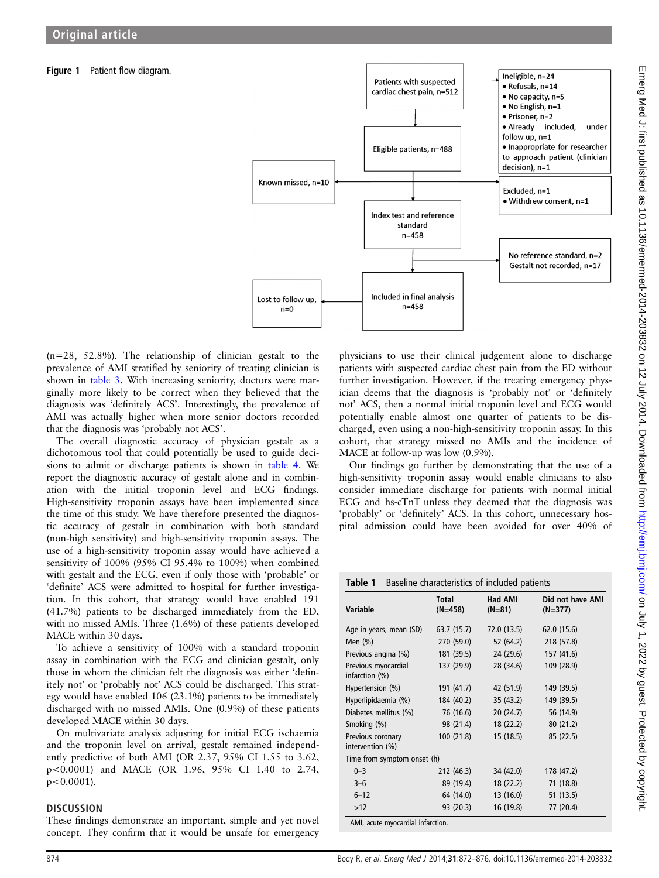**Figure 1** Patient flow diagram.

Patients with suspected cardiac chest pain, n=512

Ineligible, n=24
- Refusals, n=14
- No capacity, n=5
- No English, n=1
- Prisoner, n=2
- Already included, under follow up, n=1
- Inappropriate for researcher to approach patient (clinician decision), n=1

Eligible patients, n=488

Known missed, n=10

Excluded, n=1
- Withdrew consent, n=1

Index test and reference standard n=458

No reference standard, n=2
Gestalt not recorded, n=17

Included in final analysis n=458

Lost to follow up, n=0

(n=28, 52.8%). The relationship of clinician gestalt to the prevalence of AMI stratified by seniority of treating clinician is shown in table 3. With increasing seniority, doctors were marginally more likely to be correct when they believed that the diagnosis was 'definitely ACS'. Interestingly, the prevalence of AMI was actually higher when more senior doctors recorded that the diagnosis was 'probably not ACS'.

The overall diagnostic accuracy of physician gestalt as a dichotomous tool that could potentially be used to guide decisions to admit or discharge patients is shown in table 4. We report the diagnostic accuracy of gestalt alone and in combination with the initial troponin level and ECG findings. High-sensitivity troponin assays have been implemented since the time of this study. We have therefore presented the diagnostic accuracy of gestalt in combination with both standard (non-high sensitivity) and high-sensitivity troponin assays. The use of a high-sensitivity troponin assay would have achieved a sensitivity of 100% (95% CI 95.4% to 100%) when combined with gestalt and the ECG, even if only those with 'probable' or 'definite' ACS were admitted to hospital for further investigation. In this cohort, that strategy would have enabled 191 (41.7%) patients to be discharged immediately from the ED, with no missed AMIs. Three (1.6%) of these patients developed MACE within 30 days.

To achieve a sensitivity of 100% with a standard troponin assay in combination with the ECG and clinician gestalt, only those in whom the clinician felt the diagnosis was either 'definitely not' or 'probably not' ACS could be discharged. This strategy would have enabled 106 (23.1%) patients to be immediately discharged with no missed AMIs. One (0.9%) of these patients developed MACE within 30 days.

On multivariate analysis adjusting for initial ECG ischaemia and the troponin level on arrival, gestalt remained independently predictive of both AMI (OR 2.37, 95% CI 1.55 to 3.62, $p<0.0001$) and MACE (OR 1.96, 95% CI 1.40 to 2.74, $p<0.0001$).

## DISCUSSION

These findings demonstrate an important, simple and yet novel concept. They confirm that it would be unsafe for emergency physicians to use their clinical judgement alone to discharge patients with suspected cardiac chest pain from the ED without further investigation. However, if the treating emergency physician deems that the diagnosis is 'probably not' or 'definitely not' ACS, then a normal initial troponin level and ECG would potentially enable almost one quarter of patients to be discharged, even using a non-high-sensitivity troponin assay. In this cohort, that strategy missed no AMIs and the incidence of MACE at follow-up was low (0.9%).

Our findings go further by demonstrating that the use of a high-sensitivity troponin assay would enable clinicians to also consider immediate discharge for patients with normal initial ECG and hs-cTnT unless they deemed that the diagnosis was 'probably' or 'definitely' ACS. In this cohort, unnecessary hospital admission could have been avoided for over 40% of

**Table 1** Baseline characteristics of included patients

| Variable | Total (N=458) | Had AMI (N=81) | Did not have AMI (N=377) |
|---|---|---|---|
| Age in years, mean (SD) | 63.7 (15.7) | 72.0 (13.5) | 62.0 (15.6) |
| Men (%) | 270 (59.0) | 52 (64.2) | 218 (57.8) |
| Previous angina (%) | 181 (39.5) | 24 (29.6) | 157 (41.6) |
| Previous myocardial infarction (%) | 137 (29.9) | 28 (34.6) | 109 (28.9) |
| Hypertension (%) | 191 (41.7) | 42 (51.9) | 149 (39.5) |
| Hyperlipidaemia (%) | 184 (40.2) | 35 (43.2) | 149 (39.5) |
| Diabetes mellitus (%) | 76 (16.6) | 20 (24.7) | 56 (14.9) |
| Smoking (%) | 98 (21.4) | 18 (22.2) | 80 (21.2) |
| Previous coronary intervention (%) | 100 (21.8) | 15 (18.5) | 85 (22.5) |
| Time from symptom onset (h) | | | |
| 0–3 | 212 (46.3) | 34 (42.0) | 178 (47.2) |
| 3–6 | 89 (19.4) | 18 (22.2) | 71 (18.8) |
| 6–12 | 64 (14.0) | 13 (16.0) | 51 (13.5) |
| >12 | 93 (20.3) | 16 (19.8) | 77 (20.4) |

AMI, acute myocardial infarction.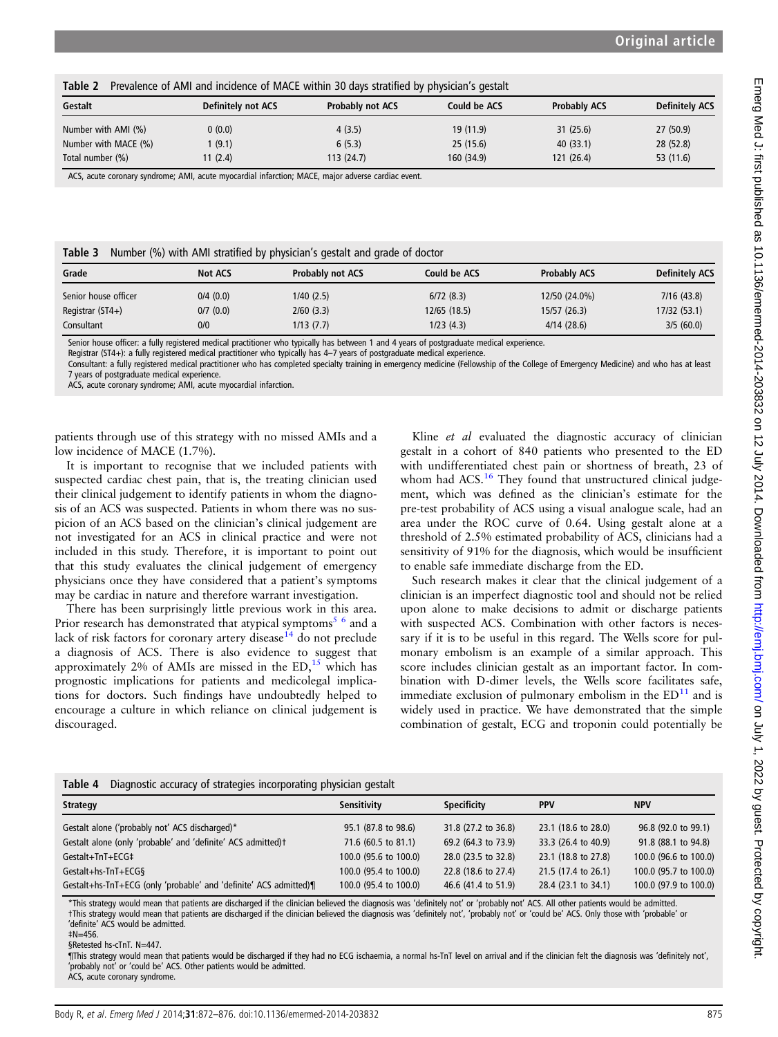**Table 2** Prevalence of AMI and incidence of MACE within 30 days stratified by physician's gestalt

| Gestalt | Definitely not ACS | Probably not ACS | Could be ACS | Probably ACS | Definitely ACS |
|---|---|---|---|---|---|
| Number with AMI (%) | 0 (0.0) | 4 (3.5) | 19 (11.9) | 31 (25.6) | 27 (50.9) |
| Number with MACE (%) | 1 (9.1) | 6 (5.3) | 25 (15.6) | 40 (33.1) | 28 (52.8) |
| Total number (%) | 11 (2.4) | 113 (24.7) | 160 (34.9) | 121 (26.4) | 53 (11.6) |

ACS, acute coronary syndrome; AMI, acute myocardial infarction; MACE, major adverse cardiac event.

**Table 3** Number (%) with AMI stratified by physician's gestalt and grade of doctor

| Grade | Not ACS | Probably not ACS | Could be ACS | Probably ACS | Definitely ACS |
|---|---|---|---|---|---|
| Senior house officer | 0/4 (0.0) | 1/40 (2.5) | 6/72 (8.3) | 12/50 (24.0%) | 7/16 (43.8) |
| Registrar (ST4+) | 0/7 (0.0) | 2/60 (3.3) | 12/65 (18.5) | 15/57 (26.3) | 17/32 (53.1) |
| Consultant | 0/0 | 1/13 (7.7) | 1/23 (4.3) | 4/14 (28.6) | 3/5 (60.0) |

Senior house officer: a fully registered medical practitioner who typically has between 1 and 4 years of postgraduate medical experience.
Registrar (ST4+): a fully registered medical practitioner who typically has 4–7 years of postgraduate medical experience.
Consultant: a fully registered medical practitioner who has completed specialty training in emergency medicine (Fellowship of the College of Emergency Medicine) and who has at least 7 years of postgraduate medical experience.
ACS, acute coronary syndrome; AMI, acute myocardial infarction.

patients through use of this strategy with no missed AMIs and a low incidence of MACE (1.7%).

It is important to recognise that we included patients with suspected cardiac chest pain, that is, the treating clinician used their clinical judgement to identify patients in whom the diagnosis of an ACS was suspected. Patients in whom there was no suspicion of an ACS based on the clinician's clinical judgement are not investigated for an ACS in clinical practice and were not included in this study. Therefore, it is important to point out that this study evaluates the clinical judgement of emergency physicians once they have considered that a patient's symptoms may be cardiac in nature and therefore warrant investigation.

There has been surprisingly little previous work in this area. Prior research has demonstrated that atypical symptoms[5 6] and a lack of risk factors for coronary artery disease[14] do not preclude a diagnosis of ACS. There is also evidence to suggest that approximately 2% of AMIs are missed in the ED,[15] which has prognostic implications for patients and medicolegal implications for doctors. Such findings have undoubtedly helped to encourage a culture in which reliance on clinical judgement is discouraged.

Kline *et al* evaluated the diagnostic accuracy of clinician gestalt in a cohort of 840 patients who presented to the ED with undifferentiated chest pain or shortness of breath, 23 of whom had ACS.[16] They found that unstructured clinical judgement, which was defined as the clinician's estimate for the pre-test probability of ACS using a visual analogue scale, had an area under the ROC curve of 0.64. Using gestalt alone at a threshold of 2.5% estimated probability of ACS, clinicians had a sensitivity of 91% for the diagnosis, which would be insufficient to enable safe immediate discharge from the ED.

Such research makes it clear that the clinical judgement of a clinician is an imperfect diagnostic tool and should not be relied upon alone to make decisions to admit or discharge patients with suspected ACS. Combination with other factors is necessary if it is to be useful in this regard. The Wells score for pulmonary embolism is an example of a similar approach. This score includes clinician gestalt as an important factor. In combination with D-dimer levels, the Wells score facilitates safe, immediate exclusion of pulmonary embolism in the ED[11] and is widely used in practice. We have demonstrated that the simple combination of gestalt, ECG and troponin could potentially be

**Table 4** Diagnostic accuracy of strategies incorporating physician gestalt

| Strategy | Sensitivity | Specificity | PPV | NPV |
|---|---|---|---|---|
| Gestalt alone ('probably not' ACS discharged)* | 95.1 (87.8 to 98.6) | 31.8 (27.2 to 36.8) | 23.1 (18.6 to 28.0) | 96.8 (92.0 to 99.1) |
| Gestalt alone (only 'probable' and 'definite' ACS admitted)† | 71.6 (60.5 to 81.1) | 69.2 (64.3 to 73.9) | 33.3 (26.4 to 40.9) | 91.8 (88.1 to 94.8) |
| Gestalt+TnT+ECG‡ | 100.0 (95.6 to 100.0) | 28.0 (23.5 to 32.8) | 23.1 (18.8 to 27.8) | 100.0 (96.6 to 100.0) |
| Gestalt+hs-TnT+ECG§ | 100.0 (95.4 to 100.0) | 22.8 (18.6 to 27.4) | 21.5 (17.4 to 26.1) | 100.0 (95.7 to 100.0) |
| Gestalt+hs-TnT+ECG (only 'probable' and 'definite' ACS admitted)¶ | 100.0 (95.4 to 100.0) | 46.6 (41.4 to 51.9) | 28.4 (23.1 to 34.1) | 100.0 (97.9 to 100.0) |

*This strategy would mean that patients are discharged if the clinician believed the diagnosis was 'definitely not' or 'probably not' ACS. All other patients would be admitted.
†This strategy would mean that patients are discharged if the clinician believed the diagnosis was 'definitely not', 'probably not' or 'could be' ACS. Only those with 'probable' or 'definite' ACS would be admitted.
‡N=456.
§Retested hs-cTnT. N=447.
¶This strategy would mean that patients would be discharged if they had no ECG ischaemia, a normal hs-TnT level on arrival and if the clinician felt the diagnosis was 'definitely not', 'probably not' or 'could be' ACS. Other patients would be admitted.
ACS, acute coronary syndrome.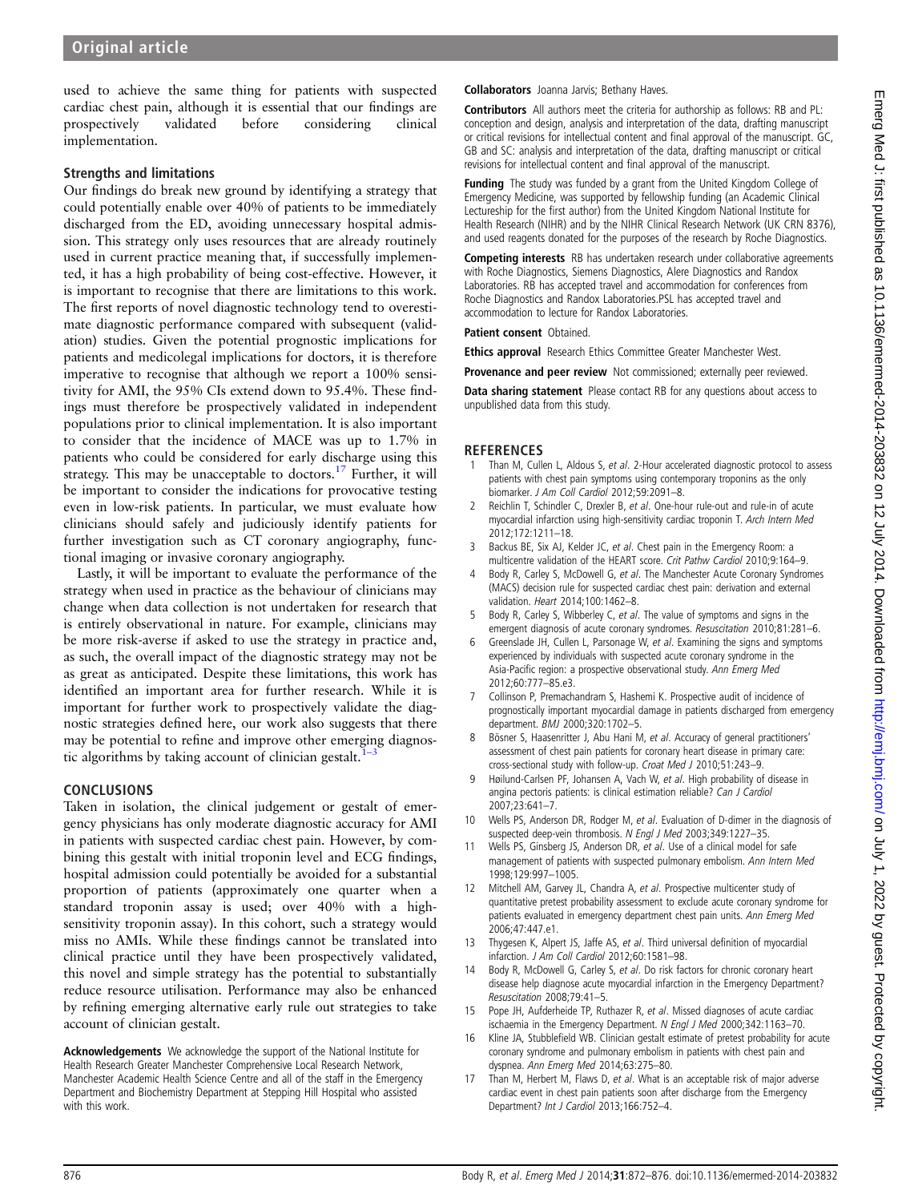used to achieve the same thing for patients with suspected cardiac chest pain, although it is essential that our findings are prospectively validated before considering clinical implementation.

### Strengths and limitations

Our findings do break new ground by identifying a strategy that could potentially enable over 40% of patients to be immediately discharged from the ED, avoiding unnecessary hospital admission. This strategy only uses resources that are already routinely used in current practice meaning that, if successfully implemented, it has a high probability of being cost-effective. However, it is important to recognise that there are limitations to this work. The first reports of novel diagnostic technology tend to overestimate diagnostic performance compared with subsequent (validation) studies. Given the potential prognostic implications for patients and medicolegal implications for doctors, it is therefore imperative to recognise that although we report a 100% sensitivity for AMI, the 95% CIs extend down to 95.4%. These findings must therefore be prospectively validated in independent populations prior to clinical implementation. It is also important to consider that the incidence of MACE was up to 1.7% in patients who could be considered for early discharge using this strategy. This may be unacceptable to doctors.[17] Further, it will be important to consider the indications for provocative testing even in low-risk patients. In particular, we must evaluate how clinicians should safely and judiciously identify patients for further investigation such as CT coronary angiography, functional imaging or invasive coronary angiography.

Lastly, it will be important to evaluate the performance of the strategy when used in practice as the behaviour of clinicians may change when data collection is not undertaken for research that is entirely observational in nature. For example, clinicians may be more risk-averse if asked to use the strategy in practice and, as such, the overall impact of the diagnostic strategy may not be as great as anticipated. Despite these limitations, this work has identified an important area for further research. While it is important for further work to prospectively validate the diagnostic strategies defined here, our work also suggests that there may be potential to refine and improve other emerging diagnostic algorithms by taking account of clinician gestalt.[1–3]

## CONCLUSIONS

Taken in isolation, the clinical judgement or gestalt of emergency physicians has only moderate diagnostic accuracy for AMI in patients with suspected cardiac chest pain. However, by combining this gestalt with initial troponin level and ECG findings, hospital admission could potentially be avoided for a substantial proportion of patients (approximately one quarter when a standard troponin assay is used; over 40% with a high-sensitivity troponin assay). In this cohort, such a strategy would miss no AMIs. While these findings cannot be translated into clinical practice until they have been prospectively validated, this novel and simple strategy has the potential to substantially reduce resource utilisation. Performance may also be enhanced by refining emerging alternative early rule out strategies to take account of clinician gestalt.

**Acknowledgements** We acknowledge the support of the National Institute for Health Research Greater Manchester Comprehensive Local Research Network, Manchester Academic Health Science Centre and all of the staff in the Emergency Department and Biochemistry Department at Stepping Hill Hospital who assisted with this work.

**Collaborators** Joanna Jarvis; Bethany Haves.

**Contributors** All authors meet the criteria for authorship as follows: RB and PL: conception and design, analysis and interpretation of the data, drafting manuscript or critical revisions for intellectual content and final approval of the manuscript. GC, GB and SC: analysis and interpretation of the data, drafting manuscript or critical revisions for intellectual content and final approval of the manuscript.

**Funding** The study was funded by a grant from the United Kingdom College of Emergency Medicine, was supported by fellowship funding (an Academic Clinical Lectureship for the first author) from the United Kingdom National Institute for Health Research (NIHR) and by the NIHR Clinical Research Network (UK CRN 8376), and used reagents donated for the purposes of the research by Roche Diagnostics.

**Competing interests** RB has undertaken research under collaborative agreements with Roche Diagnostics, Siemens Diagnostics, Alere Diagnostics and Randox Laboratories. RB has accepted travel and accommodation for conferences from Roche Diagnostics and Randox Laboratories.PSL has accepted travel and accommodation to lecture for Randox Laboratories.

**Patient consent** Obtained.

**Ethics approval** Research Ethics Committee Greater Manchester West.

**Provenance and peer review** Not commissioned; externally peer reviewed.

**Data sharing statement** Please contact RB for any questions about access to unpublished data from this study.

## REFERENCES

1. Than M, Cullen L, Aldous S, *et al*. 2-Hour accelerated diagnostic protocol to assess patients with chest pain symptoms using contemporary troponins as the only biomarker. *J Am Coll Cardiol* 2012;59:2091–8.
2. Reichlin T, Schindler C, Drexler B, *et al*. One-hour rule-out and rule-in of acute myocardial infarction using high-sensitivity cardiac troponin T. *Arch Intern Med* 2012;172:1211–18.
3. Backus BE, Six AJ, Kelder JC, *et al*. Chest pain in the Emergency Room: a multicentre validation of the HEART score. *Crit Pathw Cardiol* 2010;9:164–9.
4. Body R, Carley S, McDowell G, *et al*. The Manchester Acute Coronary Syndromes (MACS) decision rule for suspected cardiac chest pain: derivation and external validation. *Heart* 2014;100:1462–8.
5. Body R, Carley S, Wibberley C, *et al*. The value of symptoms and signs in the emergent diagnosis of acute coronary syndromes. *Resuscitation* 2010;81:281–6.
6. Greenslade JH, Cullen L, Parsonage W, *et al*. Examining the signs and symptoms experienced by individuals with suspected acute coronary syndrome in the Asia-Pacific region: a prospective observational study. *Ann Emerg Med* 2012;60:777–85.e3.
7. Collinson P, Premachandram S, Hashemi K. Prospective audit of incidence of prognostically important myocardial damage in patients discharged from emergency department. *BMJ* 2000;320:1702–5.
8. Bösner S, Haasenritter J, Abu Hani M, *et al*. Accuracy of general practitioners' assessment of chest pain patients for coronary heart disease in primary care: cross-sectional study with follow-up. *Croat Med J* 2010;51:243–9.
9. Høilund-Carlsen PF, Johansen A, Vach W, *et al*. High probability of disease in angina pectoris patients: is clinical estimation reliable? *Can J Cardiol* 2007;23:641–7.
10. Wells PS, Anderson DR, Rodger M, *et al*. Evaluation of D-dimer in the diagnosis of suspected deep-vein thrombosis. *N Engl J Med* 2003;349:1227–35.
11. Wells PS, Ginsberg JS, Anderson DR, *et al*. Use of a clinical model for safe management of patients with suspected pulmonary embolism. *Ann Intern Med* 1998;129:997–1005.
12. Mitchell AM, Garvey JL, Chandra A, *et al*. Prospective multicenter study of quantitative pretest probability assessment to exclude acute coronary syndrome for patients evaluated in emergency department chest pain units. *Ann Emerg Med* 2006;47:447.e1.
13. Thygesen K, Alpert JS, Jaffe AS, *et al*. Third universal definition of myocardial infarction. *J Am Coll Cardiol* 2012;60:1581–98.
14. Body R, McDowell G, Carley S, *et al*. Do risk factors for chronic coronary heart disease help diagnose acute myocardial infarction in the Emergency Department? *Resuscitation* 2008;79:41–5.
15. Pope JH, Aufderheide TP, Ruthazer R, *et al*. Missed diagnoses of acute cardiac ischaemia in the Emergency Department. *N Engl J Med* 2000;342:1163–70.
16. Kline JA, Stubblefield WB. Clinician gestalt estimate of pretest probability for acute coronary syndrome and pulmonary embolism in patients with chest pain and dyspnea. *Ann Emerg Med* 2014;63:275–80.
17. Than M, Herbert M, Flaws D, *et al*. What is an acceptable risk of major adverse cardiac event in chest pain patients soon after discharge from the Emergency Department? *Int J Cardiol* 2013;166:752–4.